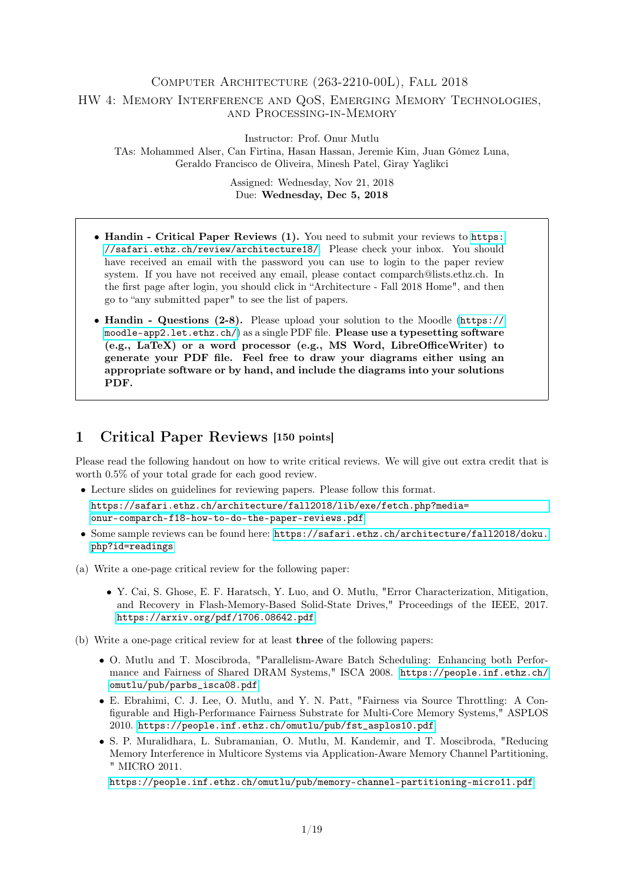# Computer Architecture (263-2210-00L), Fall 2018

## HW 4: Memory Interference and QoS, Emerging Memory Technologies, and Processing-in-Memory

Instructor: Prof. Onur Mutlu

TAs: Mohammed Alser, Can Firtina, Hasan Hassan, Jeremie Kim, Juan Gómez Luna, Geraldo Francisco de Oliveira, Minesh Patel, Giray Yaglikci

Assigned: Wednesday, Nov 21, 2018

Due: **Wednesday, Dec 5, 2018**

- **Handin - Critical Paper Reviews (1).** You need to submit your reviews to https://safari.ethz.ch/review/architecture18/. Please check your inbox. You should have received an email with the password you can use to login to the paper review system. If you have not received any email, please contact comparch@lists.ethz.ch. In the first page after login, you should click in "Architecture - Fall 2018 Home", and then go to "any submitted paper" to see the list of papers.
- **Handin - Questions (2-8).** Please upload your solution to the Moodle (https://moodle-app2.let.ethz.ch/) as a single PDF file. **Please use a typesetting software (e.g., LaTeX) or a word processor (e.g., MS Word, LibreOfficeWriter) to generate your PDF file. Feel free to draw your diagrams either using an appropriate software or by hand, and include the diagrams into your solutions PDF.**

# 1 Critical Paper Reviews [150 points]

Please read the following handout on how to write critical reviews. We will give out extra credit that is worth 0.5% of your total grade for each good review.

- Lecture slides on guidelines for reviewing papers. Please follow this format.
  https://safari.ethz.ch/architecture/fall2018/lib/exe/fetch.php?media=onur-comparch-f18-how-to-do-the-paper-reviews.pdf
- Some sample reviews can be found here: https://safari.ethz.ch/architecture/fall2018/doku.php?id=readings

(a) Write a one-page critical review for the following paper:

- Y. Cai, S. Ghose, E. F. Haratsch, Y. Luo, and O. Mutlu, "Error Characterization, Mitigation, and Recovery in Flash-Memory-Based Solid-State Drives," Proceedings of the IEEE, 2017. https://arxiv.org/pdf/1706.08642.pdf

(b) Write a one-page critical review for at least **three** of the following papers:

- O. Mutlu and T. Moscibroda, "Parallelism-Aware Batch Scheduling: Enhancing both Performance and Fairness of Shared DRAM Systems," ISCA 2008. https://people.inf.ethz.ch/omutlu/pub/parbs_isca08.pdf
- E. Ebrahimi, C. J. Lee, O. Mutlu, and Y. N. Patt, "Fairness via Source Throttling: A Configurable and High-Performance Fairness Substrate for Multi-Core Memory Systems," ASPLOS 2010. https://people.inf.ethz.ch/omutlu/pub/fst_asplos10.pdf
- S. P. Muralidhara, L. Subramanian, O. Mutlu, M. Kandemir, and T. Moscibroda, "Reducing Memory Interference in Multicore Systems via Application-Aware Memory Channel Partitioning, " MICRO 2011.
  https://people.inf.ethz.ch/omutlu/pub/memory-channel-partitioning-micro11.pdf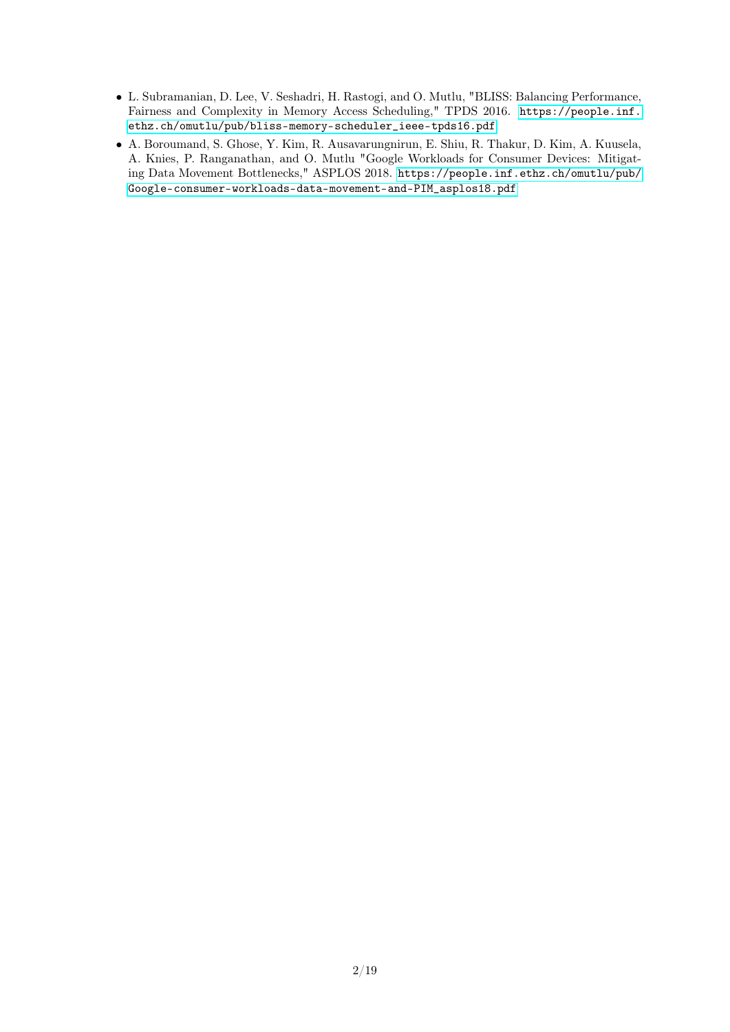- L. Subramanian, D. Lee, V. Seshadri, H. Rastogi, and O. Mutlu, "BLISS: Balancing Performance, Fairness and Complexity in Memory Access Scheduling," TPDS 2016. https://people.inf.ethz.ch/omutlu/pub/bliss-memory-scheduler_ieee-tpds16.pdf
- A. Boroumand, S. Ghose, Y. Kim, R. Ausavarungnirun, E. Shiu, R. Thakur, D. Kim, A. Kuusela, A. Knies, P. Ranganathan, and O. Mutlu "Google Workloads for Consumer Devices: Mitigating Data Movement Bottlenecks," ASPLOS 2018. https://people.inf.ethz.ch/omutlu/pub/Google-consumer-workloads-data-movement-and-PIM_asplos18.pdf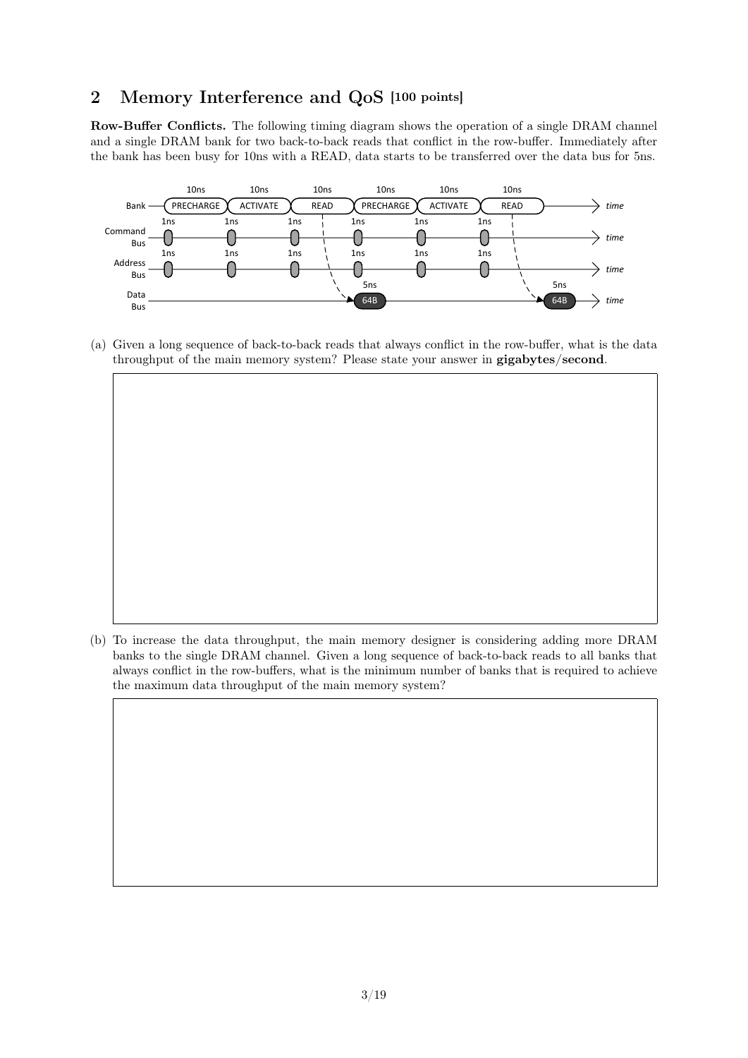## 2 Memory Interference and QoS [100 points]

**Row-Buffer Conflicts.** The following timing diagram shows the operation of a single DRAM channel and a single DRAM bank for two back-to-back reads that conflict in the row-buffer. Immediately after the bank has been busy for 10ns with a READ, data starts to be transferred over the data bus for 5ns.

(a) Given a long sequence of back-to-back reads that always conflict in the row-buffer, what is the data throughput of the main memory system? Please state your answer in **gigabytes/second**.

(b) To increase the data throughput, the main memory designer is considering adding more DRAM banks to the single DRAM channel. Given a long sequence of back-to-back reads to all banks that always conflict in the row-buffers, what is the minimum number of banks that is required to achieve the maximum data throughput of the main memory system?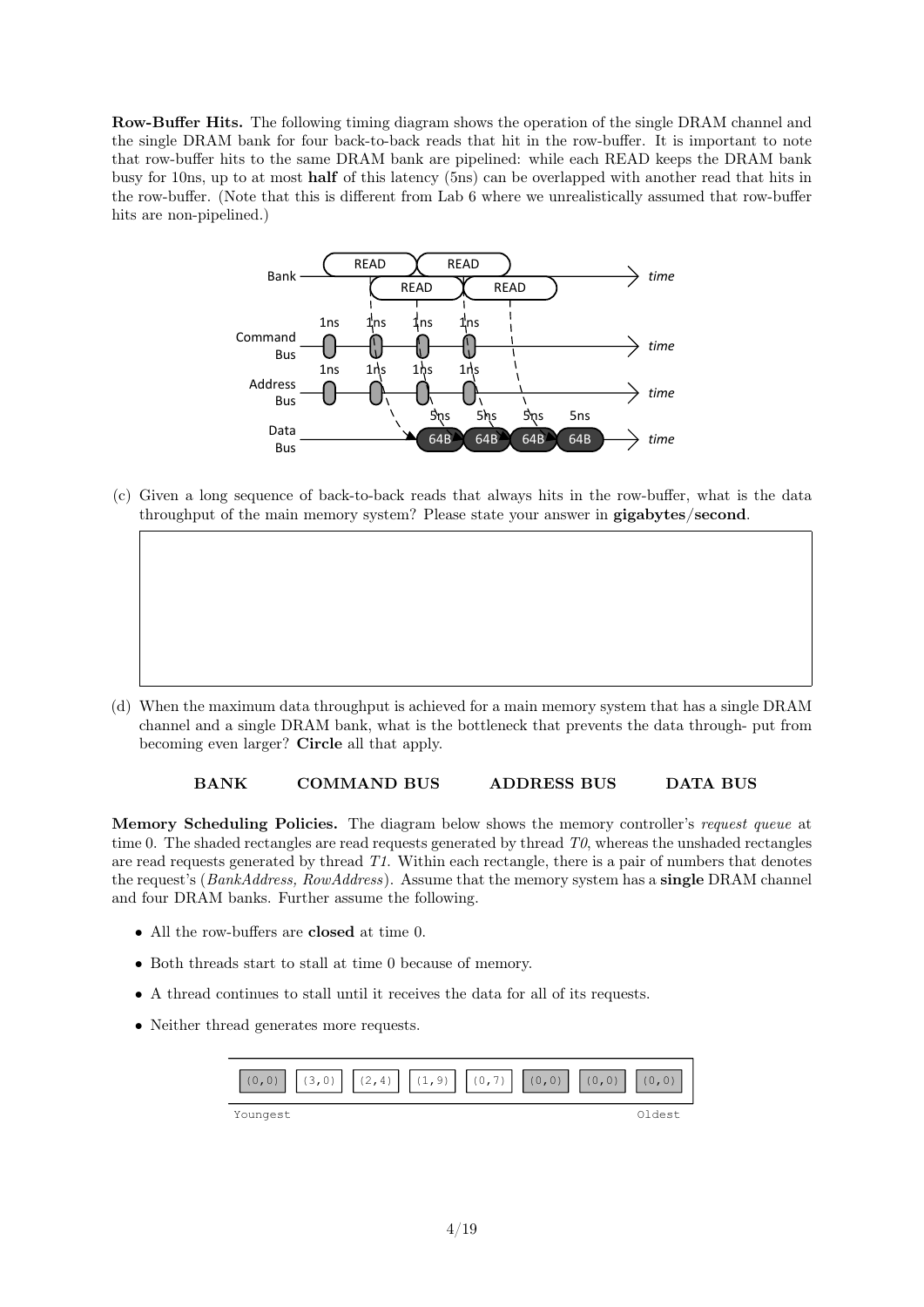**Row-Buffer Hits.** The following timing diagram shows the operation of the single DRAM channel and the single DRAM bank for four back-to-back reads that hit in the row-buffer. It is important to note that row-buffer hits to the same DRAM bank are pipelined: while each READ keeps the DRAM bank busy for 10ns, up to at most **half** of this latency (5ns) can be overlapped with another read that hits in the row-buffer. (Note that this is different from Lab 6 where we unrealistically assumed that row-buffer hits are non-pipelined.)

(c) Given a long sequence of back-to-back reads that always hits in the row-buffer, what is the data throughput of the main memory system? Please state your answer in **gigabytes/second**.

(d) When the maximum data throughput is achieved for a main memory system that has a single DRAM channel and a single DRAM bank, what is the bottleneck that prevents the data through- put from becoming even larger? **Circle** all that apply.

**BANK** **COMMAND BUS** **ADDRESS BUS** **DATA BUS**

**Memory Scheduling Policies.** The diagram below shows the memory controller's *request queue* at time 0. The shaded rectangles are read requests generated by thread *T0*, whereas the unshaded rectangles are read requests generated by thread *T1*. Within each rectangle, there is a pair of numbers that denotes the request's (*BankAddress, RowAddress*). Assume that the memory system has a **single** DRAM channel and four DRAM banks. Further assume the following.

- All the row-buffers are **closed** at time 0.
- Both threads start to stall at time 0 because of memory.
- A thread continues to stall until it receives the data for all of its requests.
- Neither thread generates more requests.

| (0,0) | (3,0) | (2,4) | (1,9) | (0,7) | (0,0) | (0,0) | (0,0) |
|---|---|---|---|---|---|---|---|

Youngest → Oldest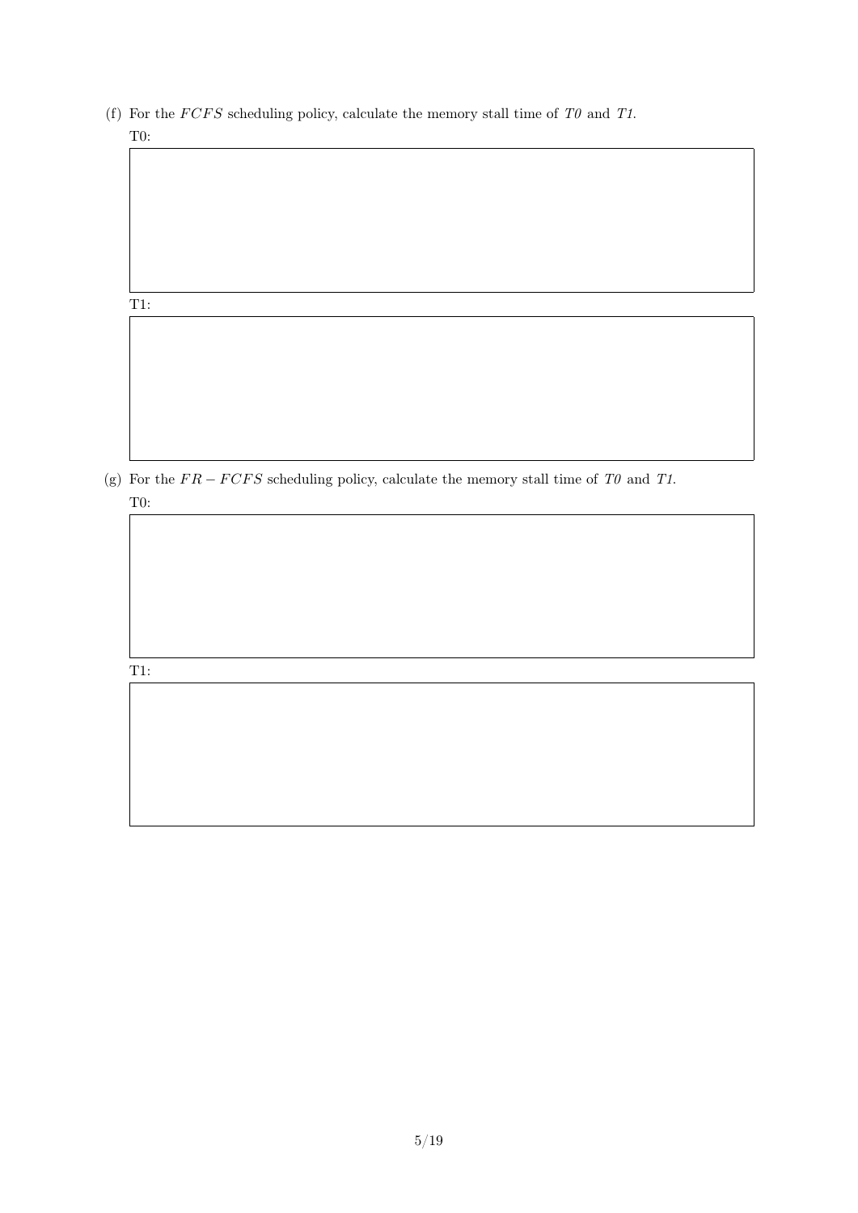(f) For the $FCFS$ scheduling policy, calculate the memory stall time of *T0* and *T1*.

T0:

T1:

(g) For the $FR-FCFS$ scheduling policy, calculate the memory stall time of *T0* and *T1*.

T0:

T1: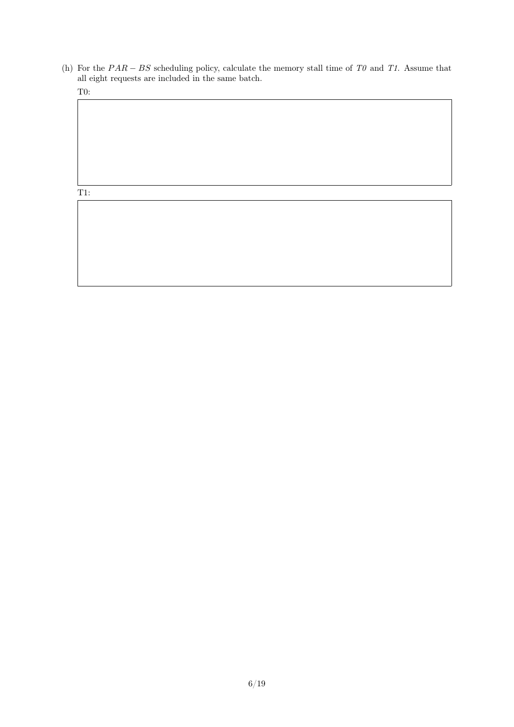(h) For the $PAR - BS$ scheduling policy, calculate the memory stall time of *T0* and *T1*. Assume that all eight requests are included in the same batch.

T0:

T1: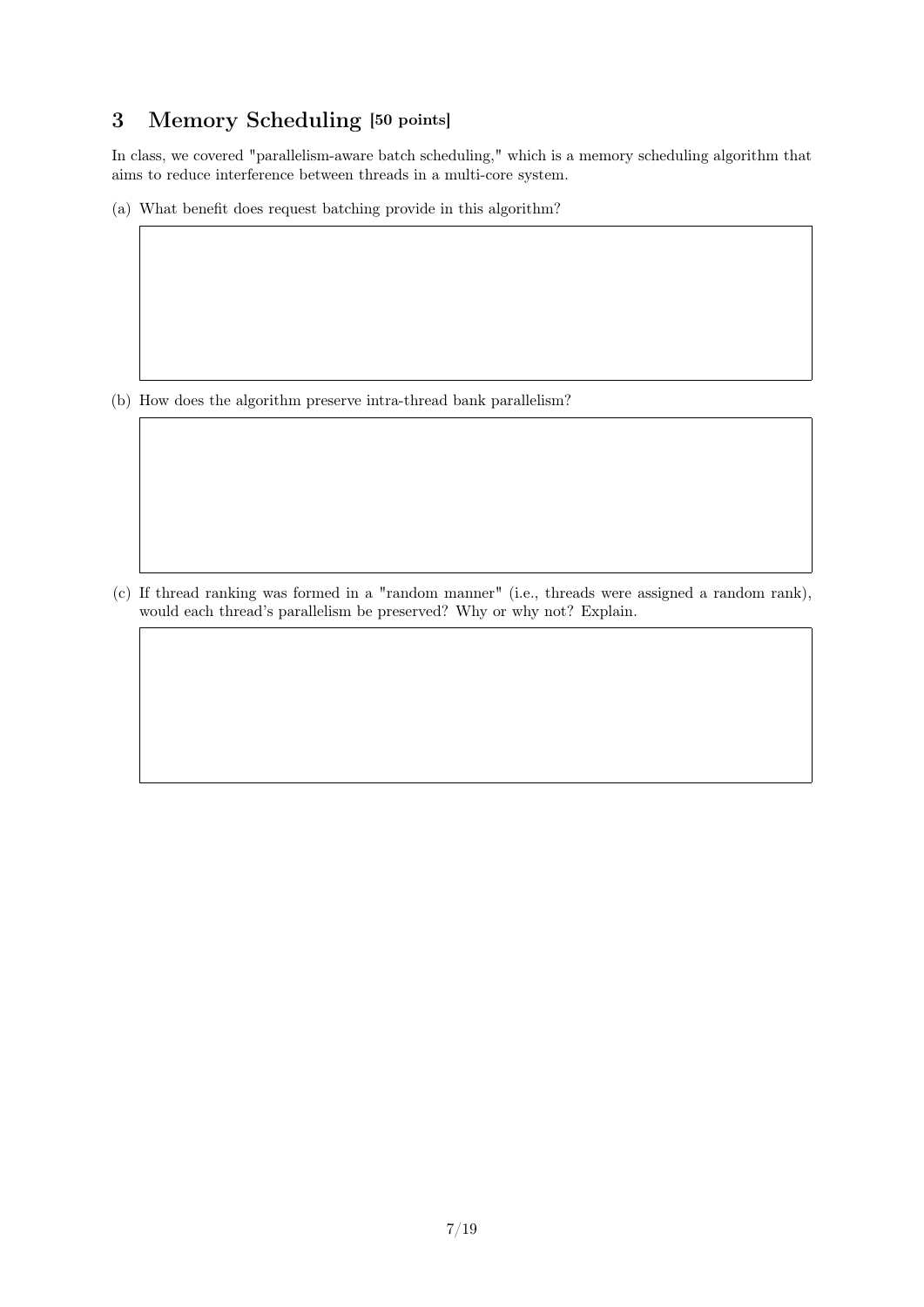## 3 Memory Scheduling [50 points]

In class, we covered "parallelism-aware batch scheduling," which is a memory scheduling algorithm that aims to reduce interference between threads in a multi-core system.

(a) What benefit does request batching provide in this algorithm?

(b) How does the algorithm preserve intra-thread bank parallelism?

(c) If thread ranking was formed in a "random manner" (i.e., threads were assigned a random rank), would each thread's parallelism be preserved? Why or why not? Explain.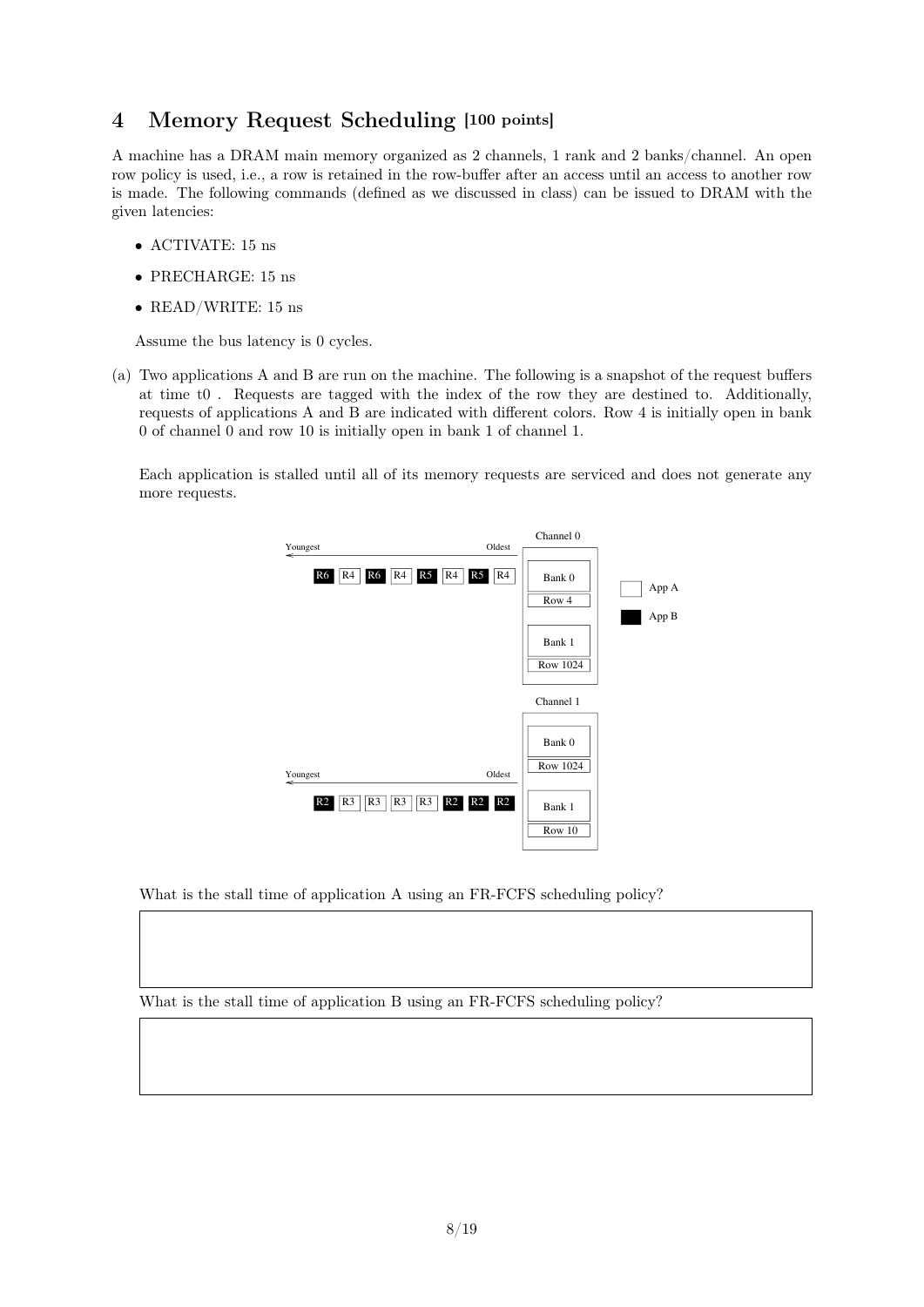## 4 Memory Request Scheduling [100 points]

A machine has a DRAM main memory organized as 2 channels, 1 rank and 2 banks/channel. An open row policy is used, i.e., a row is retained in the row-buffer after an access until an access to another row is made. The following commands (defined as we discussed in class) can be issued to DRAM with the given latencies:

- ACTIVATE: 15 ns
- PRECHARGE: 15 ns
- READ/WRITE: 15 ns

Assume the bus latency is 0 cycles.

(a) Two applications A and B are run on the machine. The following is a snapshot of the request buffers at time t0 . Requests are tagged with the index of the row they are destined to. Additionally, requests of applications A and B are indicated with different colors. Row 4 is initially open in bank 0 of channel 0 and row 10 is initially open in bank 1 of channel 1.

Each application is stalled until all of its memory requests are serviced and does not generate any more requests.

Channel 0 request buffer (Youngest ← Oldest): R6 (B), R4 (A), R6 (B), R4 (A), R5 (B), R4 (A), R5 (B), R4 (A)

Channel 0: Bank 0 — Row 4; Bank 1 — Row 1024

Channel 1: Bank 0 — Row 1024; Bank 1 — Row 10

Channel 1 request buffer (Youngest ← Oldest): R2 (B), R3 (A), R3 (A), R3 (A), R3 (A), R2 (B), R2 (B), R2 (B)

Legend: App A (white), App B (black)

What is the stall time of application A using an FR-FCFS scheduling policy?

What is the stall time of application B using an FR-FCFS scheduling policy?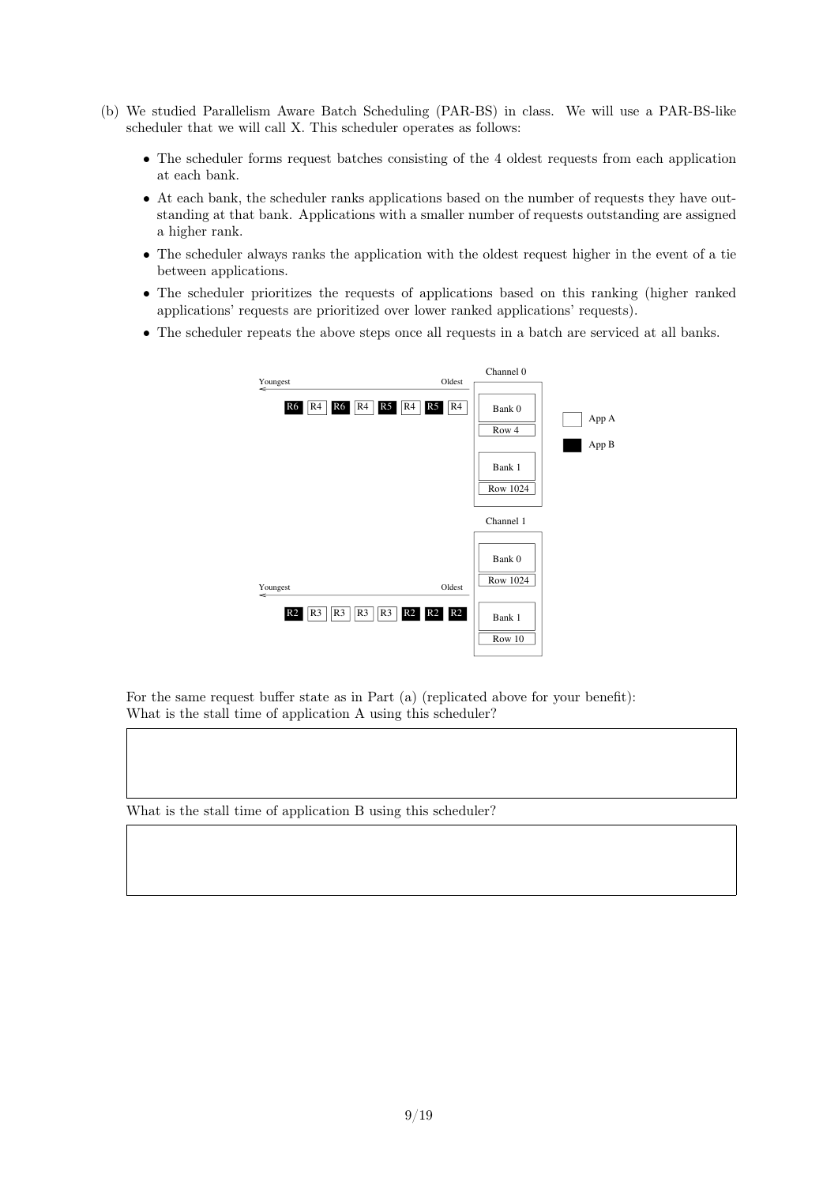(b) We studied Parallelism Aware Batch Scheduling (PAR-BS) in class. We will use a PAR-BS-like scheduler that we will call X. This scheduler operates as follows:

- The scheduler forms request batches consisting of the 4 oldest requests from each application at each bank.
- At each bank, the scheduler ranks applications based on the number of requests they have outstanding at that bank. Applications with a smaller number of requests outstanding are assigned a higher rank.
- The scheduler always ranks the application with the oldest request higher in the event of a tie between applications.
- The scheduler prioritizes the requests of applications based on this ranking (higher ranked applications' requests are prioritized over lower ranked applications' requests).
- The scheduler repeats the above steps once all requests in a batch are serviced at all banks.

For the same request buffer state as in Part (a) (replicated above for your benefit):
What is the stall time of application A using this scheduler?

What is the stall time of application B using this scheduler?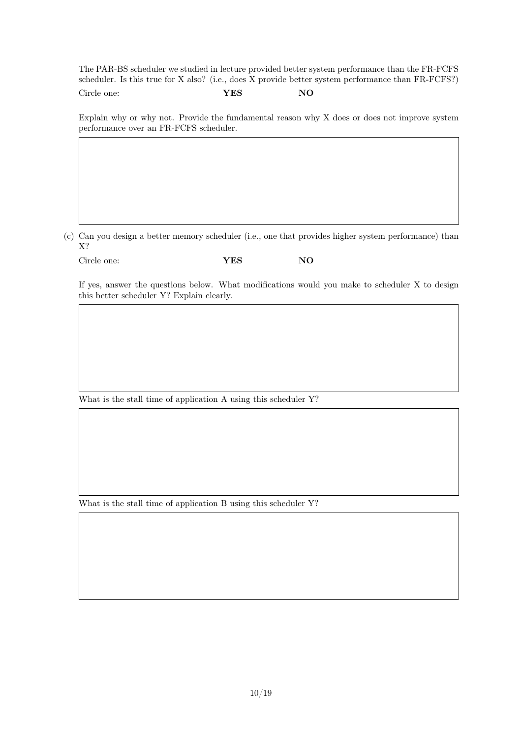The PAR-BS scheduler we studied in lecture provided better system performance than the FR-FCFS scheduler. Is this true for X also? (i.e., does X provide better system performance than FR-FCFS?)

Circle one: **YES** **NO**

Explain why or why not. Provide the fundamental reason why X does or does not improve system performance over an FR-FCFS scheduler.

(c) Can you design a better memory scheduler (i.e., one that provides higher system performance) than X?

Circle one: **YES** **NO**

If yes, answer the questions below. What modifications would you make to scheduler X to design this better scheduler Y? Explain clearly.

What is the stall time of application A using this scheduler Y?

What is the stall time of application B using this scheduler Y?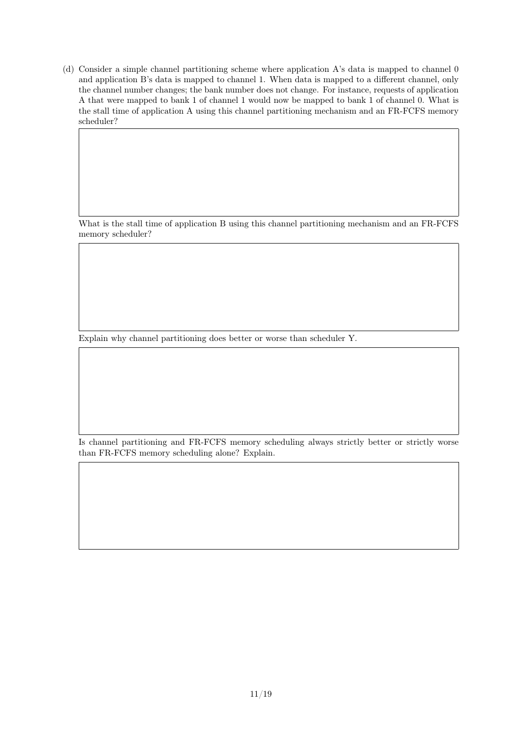(d) Consider a simple channel partitioning scheme where application A's data is mapped to channel 0 and application B's data is mapped to channel 1. When data is mapped to a different channel, only the channel number changes; the bank number does not change. For instance, requests of application A that were mapped to bank 1 of channel 1 would now be mapped to bank 1 of channel 0. What is the stall time of application A using this channel partitioning mechanism and an FR-FCFS memory scheduler?

What is the stall time of application B using this channel partitioning mechanism and an FR-FCFS memory scheduler?

Explain why channel partitioning does better or worse than scheduler Y.

Is channel partitioning and FR-FCFS memory scheduling always strictly better or strictly worse than FR-FCFS memory scheduling alone? Explain.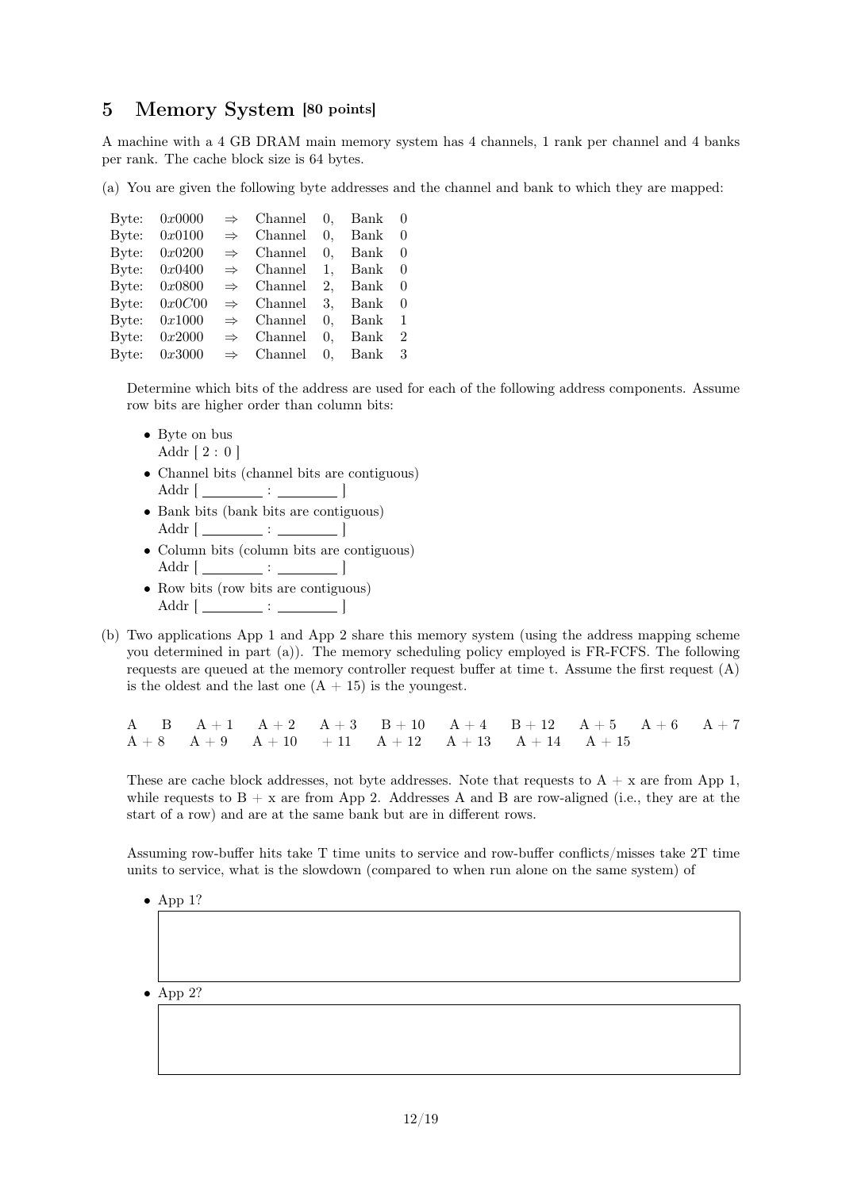## 5 Memory System [80 points]

A machine with a 4 GB DRAM main memory system has 4 channels, 1 rank per channel and 4 banks per rank. The cache block size is 64 bytes.

(a) You are given the following byte addresses and the channel and bank to which they are mapped:

| | | | | | | |
|---|---|---|---|---|---|---|
| Byte: | $0x0000$ | $\Rightarrow$ | Channel | 0, | Bank | 0 |
| Byte: | $0x0100$ | $\Rightarrow$ | Channel | 0, | Bank | 0 |
| Byte: | $0x0200$ | $\Rightarrow$ | Channel | 0, | Bank | 0 |
| Byte: | $0x0400$ | $\Rightarrow$ | Channel | 1, | Bank | 0 |
| Byte: | $0x0800$ | $\Rightarrow$ | Channel | 2, | Bank | 0 |
| Byte: | $0x0C00$ | $\Rightarrow$ | Channel | 3, | Bank | 0 |
| Byte: | $0x1000$ | $\Rightarrow$ | Channel | 0, | Bank | 1 |
| Byte: | $0x2000$ | $\Rightarrow$ | Channel | 0, | Bank | 2 |
| Byte: | $0x3000$ | $\Rightarrow$ | Channel | 0, | Bank | 3 |

Determine which bits of the address are used for each of the following address components. Assume row bits are higher order than column bits:

- Byte on bus
  Addr [ 2 : 0 ]
- Channel bits (channel bits are contiguous)
  Addr [ ________ : ________ ]
- Bank bits (bank bits are contiguous)
  Addr [ ________ : ________ ]
- Column bits (column bits are contiguous)
  Addr [ ________ : ________ ]
- Row bits (row bits are contiguous)
  Addr [ ________ : ________ ]

(b) Two applications App 1 and App 2 share this memory system (using the address mapping scheme you determined in part (a)). The memory scheduling policy employed is FR-FCFS. The following requests are queued at the memory controller request buffer at time t. Assume the first request (A) is the oldest and the last one (A + 15) is the youngest.

A B A + 1 A + 2 A + 3 B + 10 A + 4 B + 12 A + 5 A + 6 A + 7
A + 8 A + 9 A + 10 + 11 A + 12 A + 13 A + 14 A + 15

These are cache block addresses, not byte addresses. Note that requests to A + x are from App 1, while requests to B + x are from App 2. Addresses A and B are row-aligned (i.e., they are at the start of a row) and are at the same bank but are in different rows.

Assuming row-buffer hits take T time units to service and row-buffer conflicts/misses take 2T time units to service, what is the slowdown (compared to when run alone on the same system) of

- App 1?

- App 2?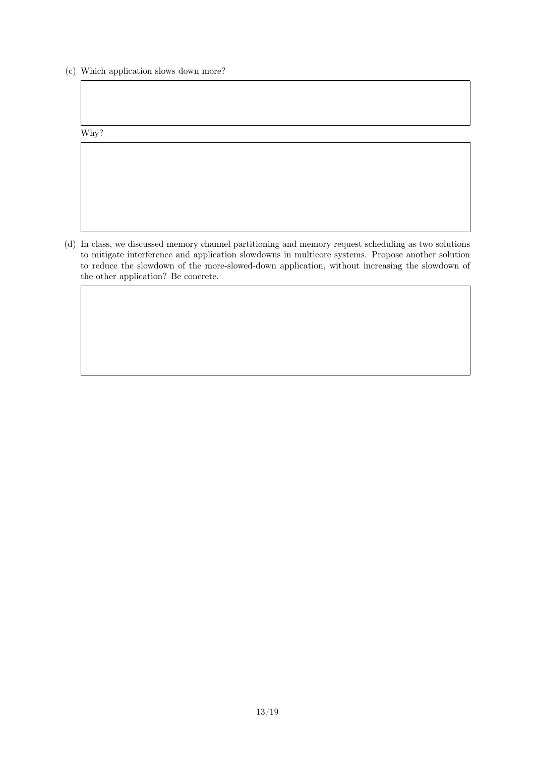(c) Which application slows down more?

Why?

(d) In class, we discussed memory channel partitioning and memory request scheduling as two solutions to mitigate interference and application slowdowns in multicore systems. Propose another solution to reduce the slowdown of the more-slowed-down application, without increasing the slowdown of the other application? Be concrete.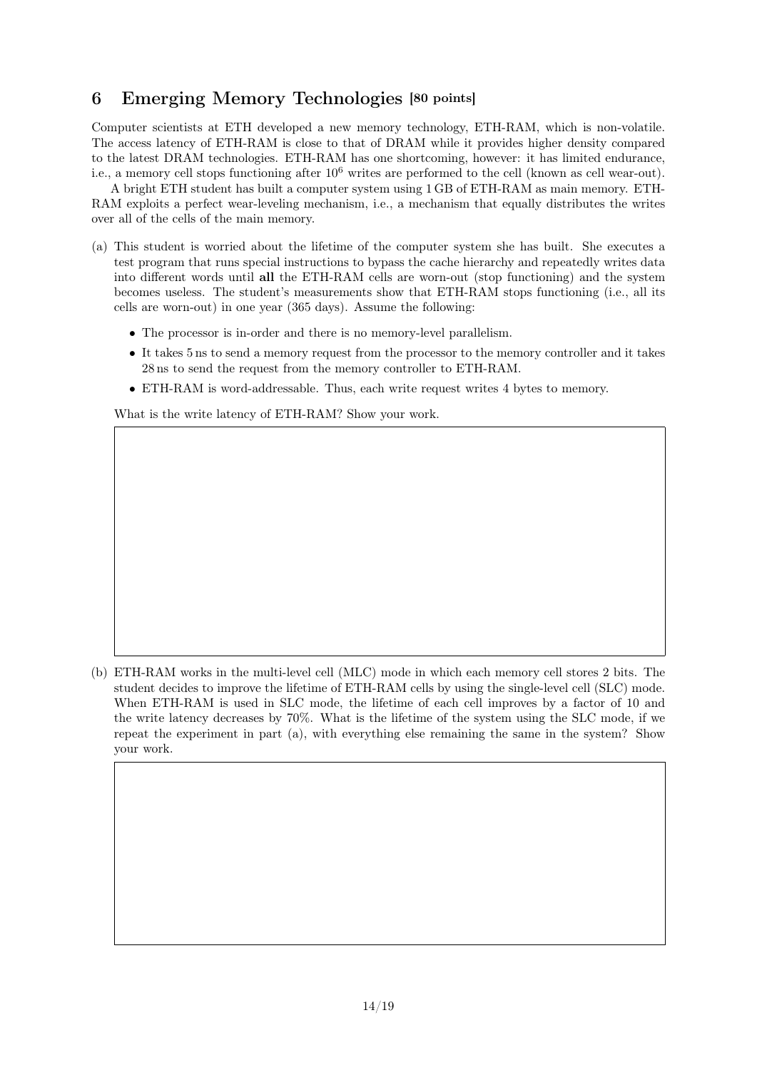## 6 Emerging Memory Technologies [80 points]

Computer scientists at ETH developed a new memory technology, ETH-RAM, which is non-volatile. The access latency of ETH-RAM is close to that of DRAM while it provides higher density compared to the latest DRAM technologies. ETH-RAM has one shortcoming, however: it has limited endurance, i.e., a memory cell stops functioning after $10^6$ writes are performed to the cell (known as cell wear-out).

A bright ETH student has built a computer system using 1 GB of ETH-RAM as main memory. ETH-RAM exploits a perfect wear-leveling mechanism, i.e., a mechanism that equally distributes the writes over all of the cells of the main memory.

(a) This student is worried about the lifetime of the computer system she has built. She executes a test program that runs special instructions to bypass the cache hierarchy and repeatedly writes data into different words until **all** the ETH-RAM cells are worn-out (stop functioning) and the system becomes useless. The student's measurements show that ETH-RAM stops functioning (i.e., all its cells are worn-out) in one year (365 days). Assume the following:

- The processor is in-order and there is no memory-level parallelism.
- It takes 5 ns to send a memory request from the processor to the memory controller and it takes 28 ns to send the request from the memory controller to ETH-RAM.
- ETH-RAM is word-addressable. Thus, each write request writes 4 bytes to memory.

What is the write latency of ETH-RAM? Show your work.

(b) ETH-RAM works in the multi-level cell (MLC) mode in which each memory cell stores 2 bits. The student decides to improve the lifetime of ETH-RAM cells by using the single-level cell (SLC) mode. When ETH-RAM is used in SLC mode, the lifetime of each cell improves by a factor of 10 and the write latency decreases by 70%. What is the lifetime of the system using the SLC mode, if we repeat the experiment in part (a), with everything else remaining the same in the system? Show your work.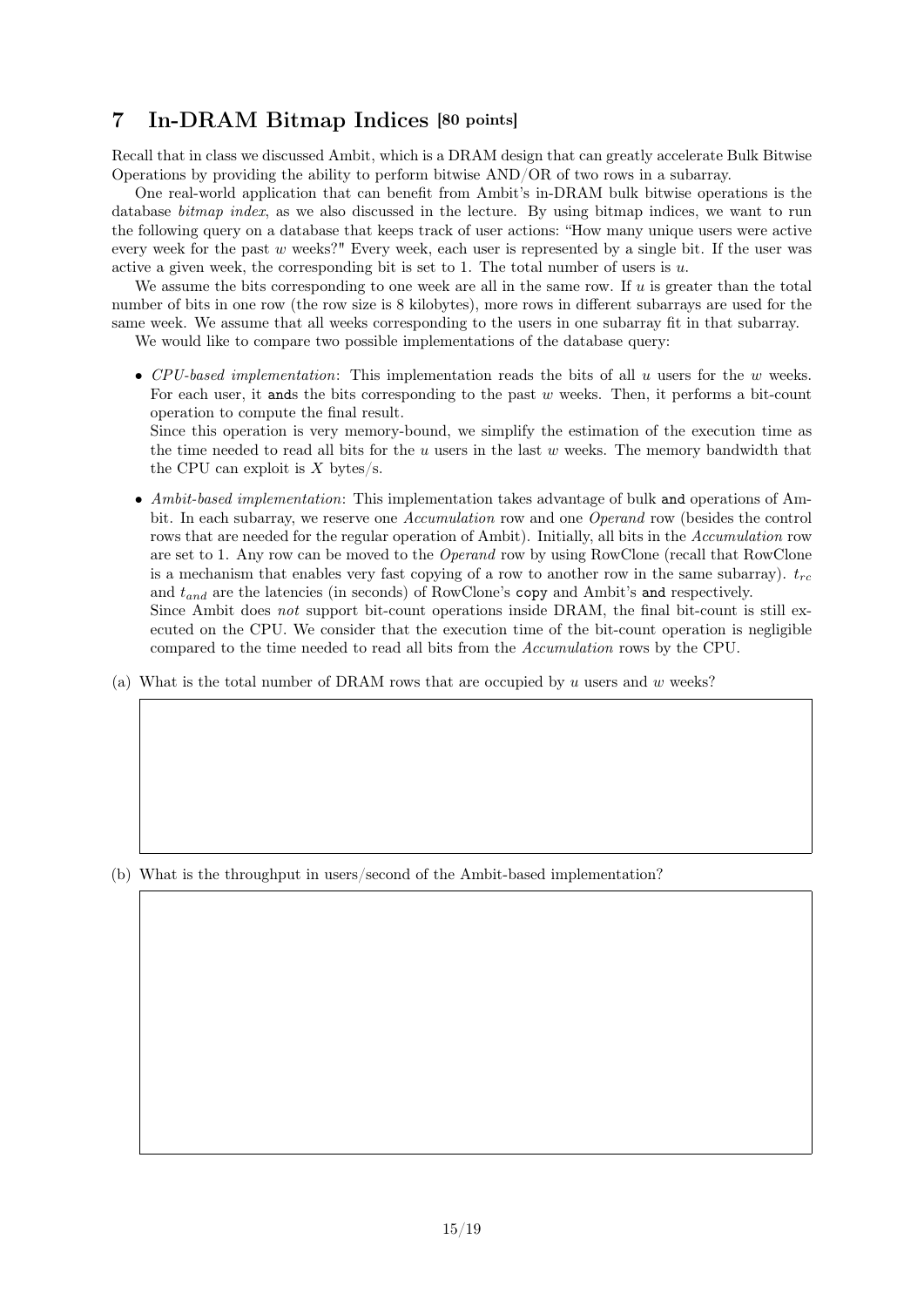## 7 In-DRAM Bitmap Indices [80 points]

Recall that in class we discussed Ambit, which is a DRAM design that can greatly accelerate Bulk Bitwise Operations by providing the ability to perform bitwise AND/OR of two rows in a subarray.

One real-world application that can benefit from Ambit's in-DRAM bulk bitwise operations is the database *bitmap index*, as we also discussed in the lecture. By using bitmap indices, we want to run the following query on a database that keeps track of user actions: "How many unique users were active every week for the past $w$ weeks?" Every week, each user is represented by a single bit. If the user was active a given week, the corresponding bit is set to 1. The total number of users is $u$.

We assume the bits corresponding to one week are all in the same row. If $u$ is greater than the total number of bits in one row (the row size is 8 kilobytes), more rows in different subarrays are used for the same week. We assume that all weeks corresponding to the users in one subarray fit in that subarray.

We would like to compare two possible implementations of the database query:

- *CPU-based implementation*: This implementation reads the bits of all $u$ users for the $w$ weeks. For each user, it ands the bits corresponding to the past $w$ weeks. Then, it performs a bit-count operation to compute the final result.
  Since this operation is very memory-bound, we simplify the estimation of the execution time as the time needed to read all bits for the $u$ users in the last $w$ weeks. The memory bandwidth that the CPU can exploit is $X$ bytes/s.

- *Ambit-based implementation*: This implementation takes advantage of bulk and operations of Ambit. In each subarray, we reserve one *Accumulation* row and one *Operand* row (besides the control rows that are needed for the regular operation of Ambit). Initially, all bits in the *Accumulation* row are set to 1. Any row can be moved to the *Operand* row by using RowClone (recall that RowClone is a mechanism that enables very fast copying of a row to another row in the same subarray). $t_{rc}$ and $t_{and}$ are the latencies (in seconds) of RowClone's copy and Ambit's and respectively.
  Since Ambit does *not* support bit-count operations inside DRAM, the final bit-count is still executed on the CPU. We consider that the execution time of the bit-count operation is negligible compared to the time needed to read all bits from the *Accumulation* rows by the CPU.

(a) What is the total number of DRAM rows that are occupied by $u$ users and $w$ weeks?

(b) What is the throughput in users/second of the Ambit-based implementation?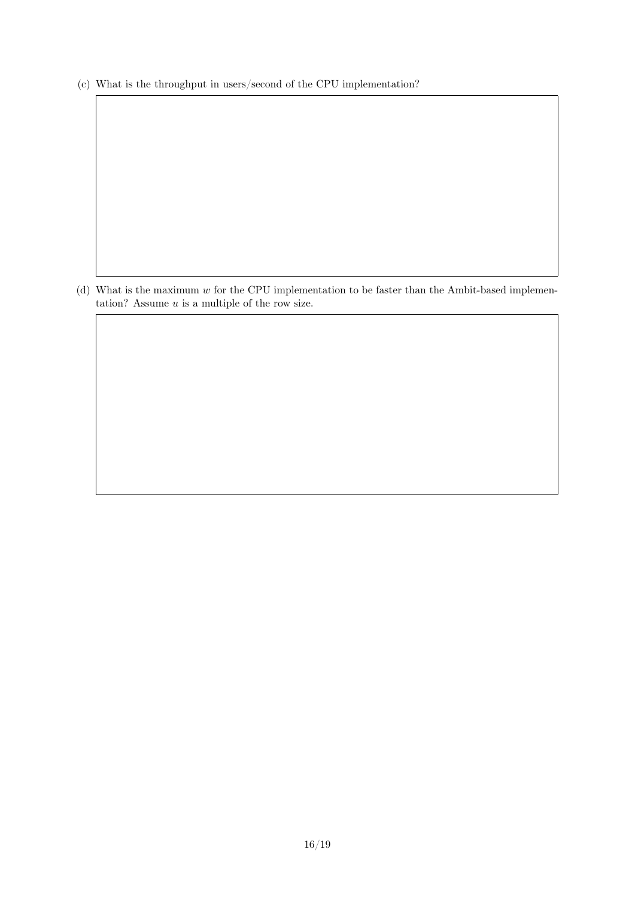(c) What is the throughput in users/second of the CPU implementation?

(d) What is the maximum $w$ for the CPU implementation to be faster than the Ambit-based implementation? Assume $u$ is a multiple of the row size.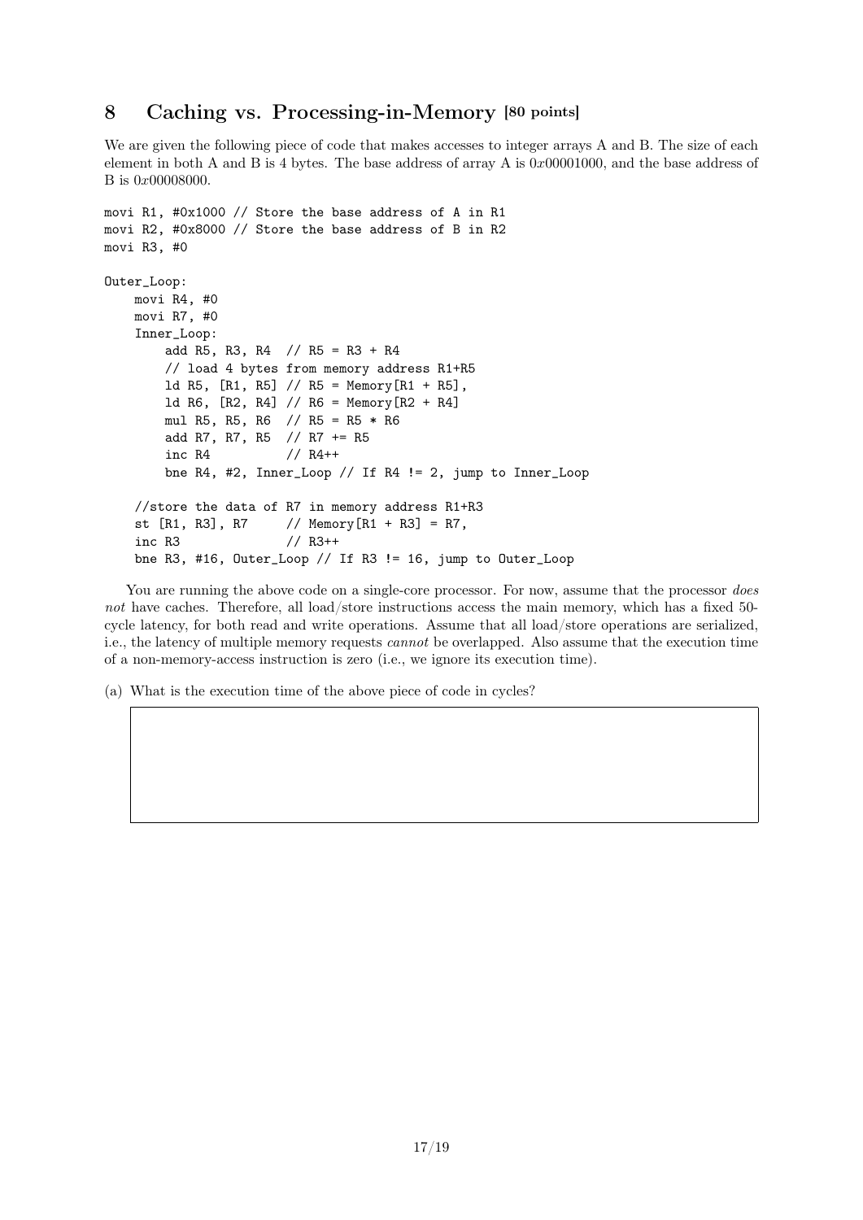## 8 Caching vs. Processing-in-Memory [80 points]

We are given the following piece of code that makes accesses to integer arrays A and B. The size of each element in both A and B is 4 bytes. The base address of array A is $0x00001000$, and the base address of B is $0x00008000$.

```
movi R1, #0x1000 // Store the base address of A in R1
movi R2, #0x8000 // Store the base address of B in R2
movi R3, #0

Outer_Loop:
    movi R4, #0
    movi R7, #0
    Inner_Loop:
        add R5, R3, R4  // R5 = R3 + R4
        // load 4 bytes from memory address R1+R5
        ld R5, [R1, R5] // R5 = Memory[R1 + R5],
        ld R6, [R2, R4] // R6 = Memory[R2 + R4]
        mul R5, R5, R6  // R5 = R5 * R6
        add R7, R7, R5  // R7 += R5
        inc R4          // R4++
        bne R4, #2, Inner_Loop // If R4 != 2, jump to Inner_Loop

    //store the data of R7 in memory address R1+R3
    st [R1, R3], R7     // Memory[R1 + R3] = R7,
    inc R3              // R3++
    bne R3, #16, Outer_Loop // If R3 != 16, jump to Outer_Loop
```

You are running the above code on a single-core processor. For now, assume that the processor *does not* have caches. Therefore, all load/store instructions access the main memory, which has a fixed 50-cycle latency, for both read and write operations. Assume that all load/store operations are serialized, i.e., the latency of multiple memory requests *cannot* be overlapped. Also assume that the execution time of a non-memory-access instruction is zero (i.e., we ignore its execution time).

(a) What is the execution time of the above piece of code in cycles?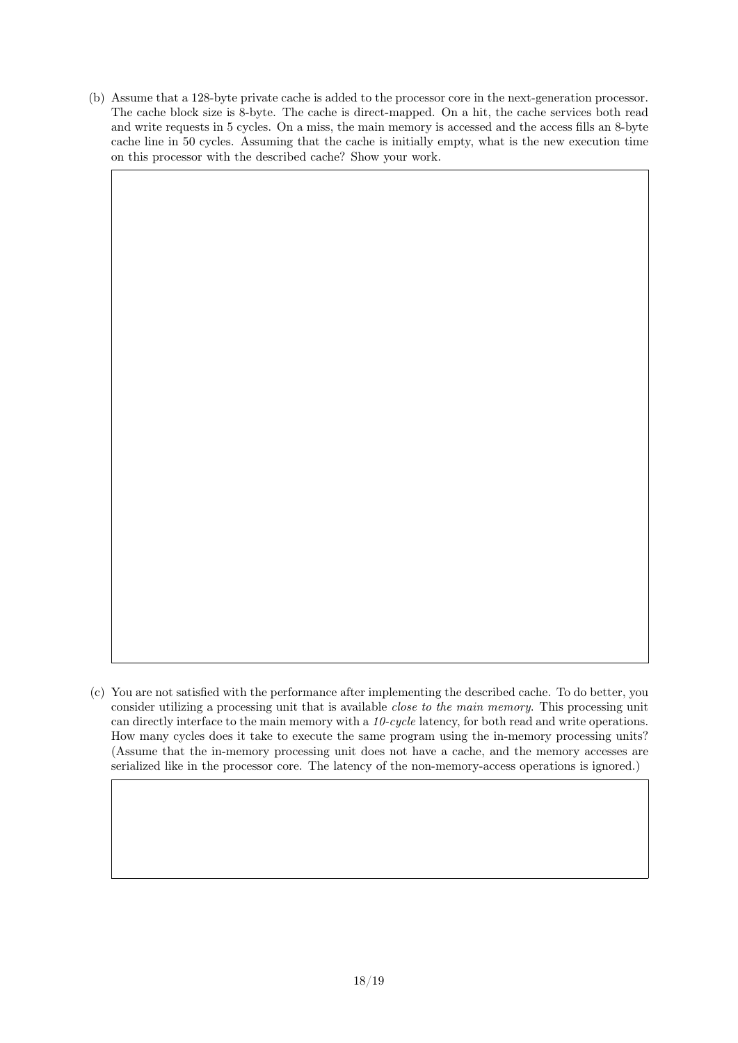(b) Assume that a 128-byte private cache is added to the processor core in the next-generation processor. The cache block size is 8-byte. The cache is direct-mapped. On a hit, the cache services both read and write requests in 5 cycles. On a miss, the main memory is accessed and the access fills an 8-byte cache line in 50 cycles. Assuming that the cache is initially empty, what is the new execution time on this processor with the described cache? Show your work.

(c) You are not satisfied with the performance after implementing the described cache. To do better, you consider utilizing a processing unit that is available *close to the main memory*. This processing unit can directly interface to the main memory with a *10-cycle* latency, for both read and write operations. How many cycles does it take to execute the same program using the in-memory processing units? (Assume that the in-memory processing unit does not have a cache, and the memory accesses are serialized like in the processor core. The latency of the non-memory-access operations is ignored.)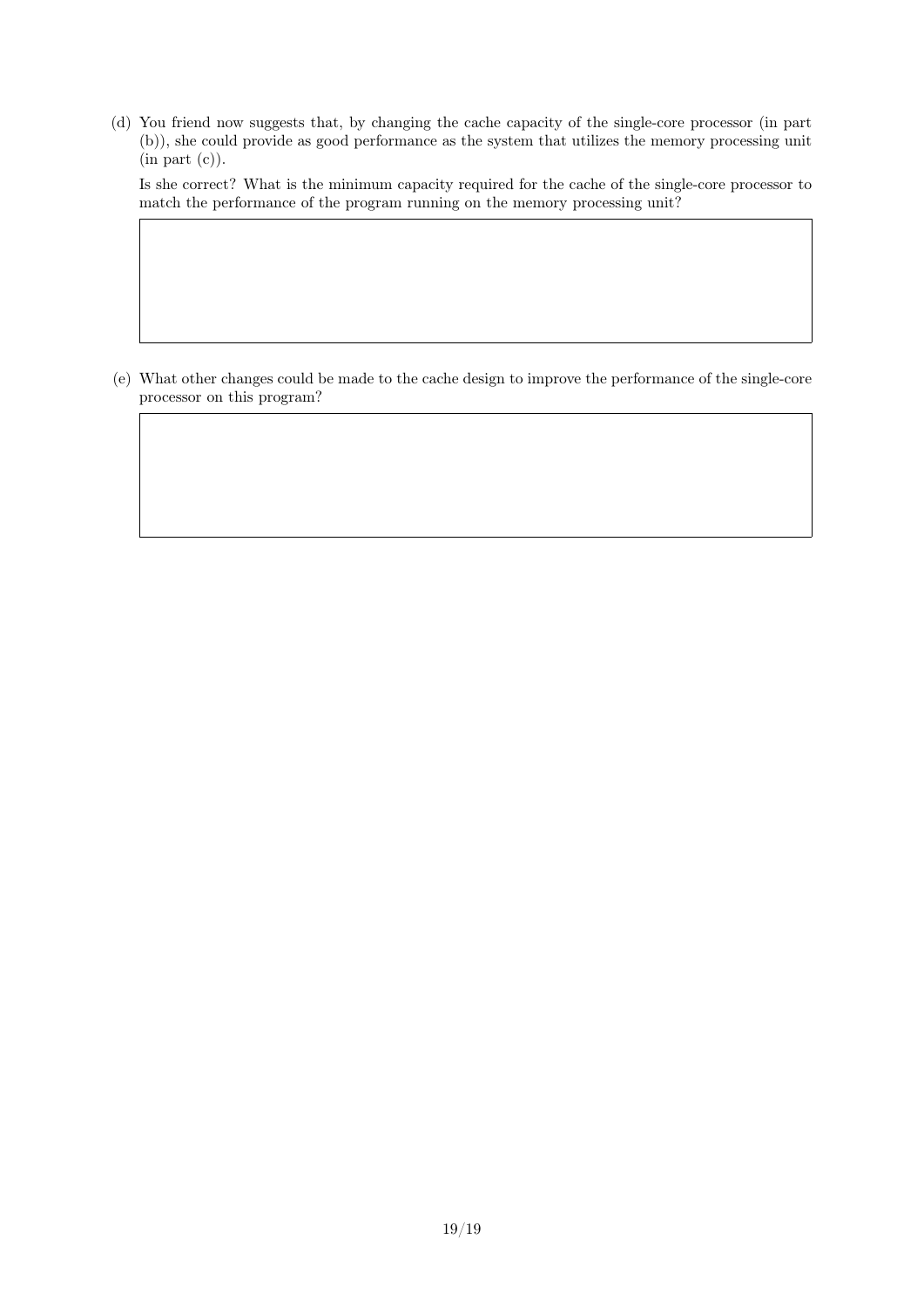(d) You friend now suggests that, by changing the cache capacity of the single-core processor (in part (b)), she could provide as good performance as the system that utilizes the memory processing unit (in part (c)).

Is she correct? What is the minimum capacity required for the cache of the single-core processor to match the performance of the program running on the memory processing unit?

(e) What other changes could be made to the cache design to improve the performance of the single-core processor on this program?